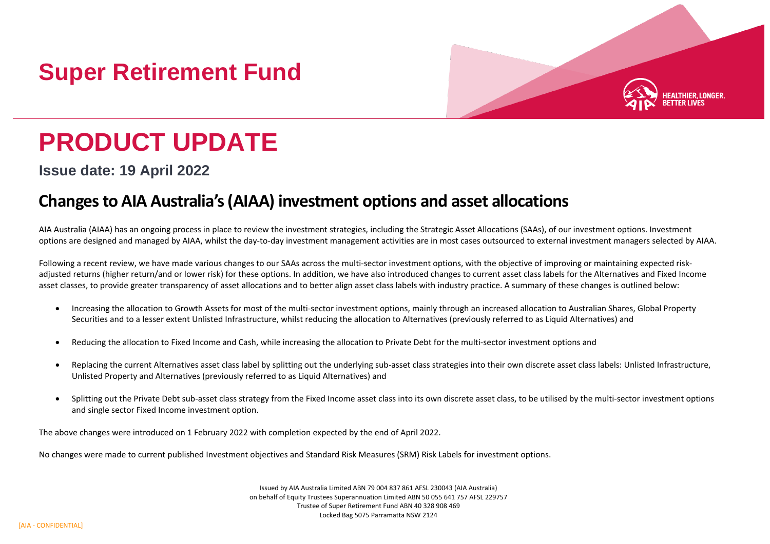# Super Retirement Fund

# PRODUCT UPDATE

**Issue date: 19 April 2022**

## Changes to AIA Australia's (AIAA) investment options and asset allocations

AIA Australia (AIAA) has an ongoing process in place to review the investment strategies, including the Strategic Asset Allocations (SAAs), of our investment options. Investment options are designed and managed by AIAA, whilst the day-to-day investment management activities are in most cases outsourced to external investment managers selected by AIAA.

Following a recent review, we have made various changes to our SAAs across the multi-sector investment options, with the objective of improving or maintaining expected risk-adjusted returns (higher return/and or lower risk) for these options. In addition, we have also introduced changes to current asset class labels for the Alternatives and Fixed Income asset classes, to provide greater transparency of asset allocations and to better align asset class labels with industry practice. A summary of these changes is outlined below:

- Increasing the allocation to Growth Assets for most of the multi-sector investment options, mainly through an increased allocation to Australian Shares, Global Property Securities and to a lesser extent Unlisted Infrastructure, whilst reducing the allocation to Alternatives (previously referred to as Liquid Alternatives) and
- Reducing the allocation to Fixed Income and Cash, while increasing the allocation to Private Debt for the multi-sector investment options and
- Replacing the current Alternatives asset class label by splitting out the underlying sub-asset class strategies into their own discrete asset class labels: Unlisted Infrastructure, Unlisted Property and Alternatives (previously referred to as Liquid Alternatives) and
- Splitting out the Private Debt sub-asset class strategy from the Fixed Income asset class into its own discrete asset class, to be utilised by the multi-sector investment options and single sector Fixed Income investment option.

The above changes were introduced on 1 February 2022 with completion expected by the end of April 2022.

No changes were made to current published Investment objectives and Standard Risk Measures (SRM) Risk Labels for investment options.

Issued by AIA Australia Limited ABN 79 004 837 861 AFSL 230043 (AIA Australia)
on behalf of Equity Trustees Superannuation Limited ABN 50 055 641 757 AFSL 229757
Trustee of Super Retirement Fund ABN 40 328 908 469
Locked Bag 5075 Parramatta NSW 2124

[AIA - CONFIDENTIAL]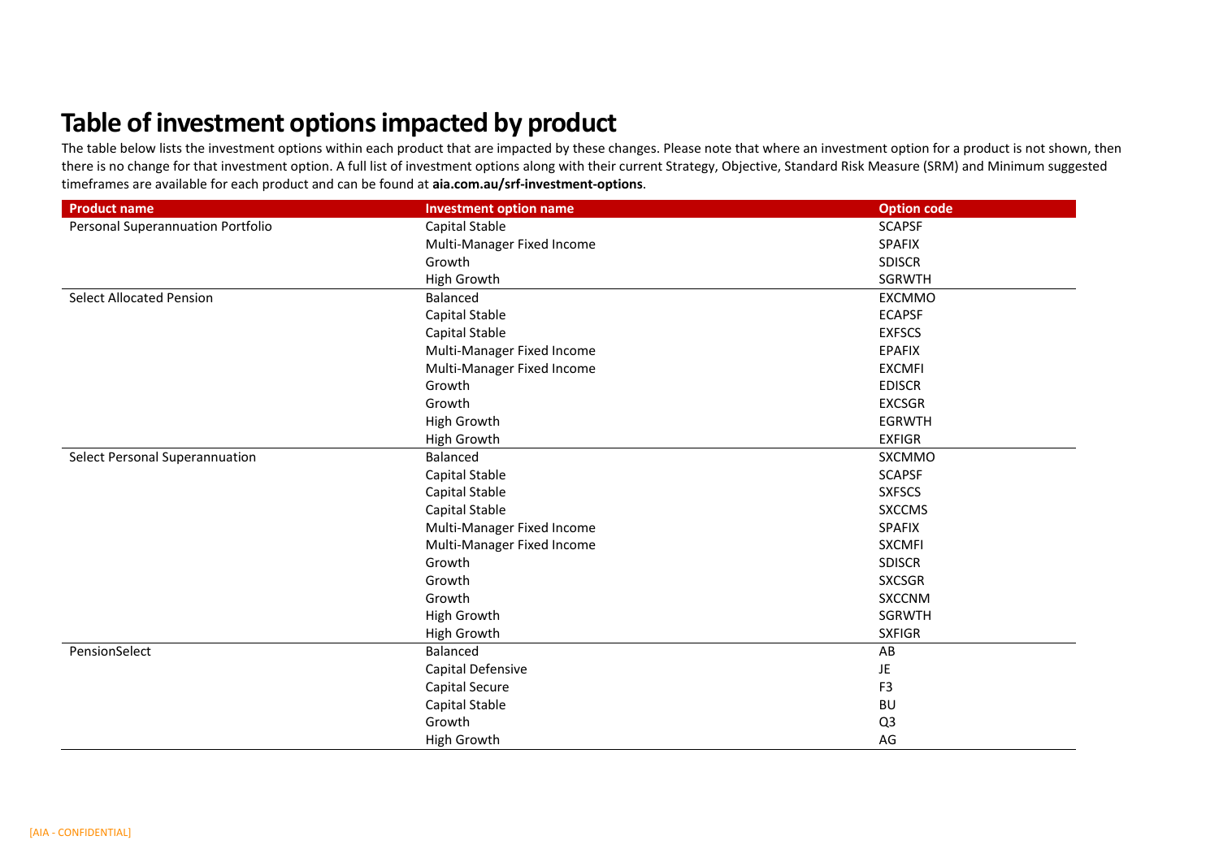# Table of investment options impacted by product

The table below lists the investment options within each product that are impacted by these changes. Please note that where an investment option for a product is not shown, then there is no change for that investment option. A full list of investment options along with their current Strategy, Objective, Standard Risk Measure (SRM) and Minimum suggested timeframes are available for each product and can be found at **aia.com.au/srf-investment-options**.

| Product name | Investment option name | Option code |
|---|---|---|
| Personal Superannuation Portfolio | Capital Stable | SCAPSF |
| | Multi-Manager Fixed Income | SPAFIX |
| | Growth | SDISCR |
| | High Growth | SGRWTH |
| Select Allocated Pension | Balanced | EXCMMO |
| | Capital Stable | ECAPSF |
| | Capital Stable | EXFSCS |
| | Multi-Manager Fixed Income | EPAFIX |
| | Multi-Manager Fixed Income | EXCMFI |
| | Growth | EDISCR |
| | Growth | EXCSGR |
| | High Growth | EGRWTH |
| | High Growth | EXFIGR |
| Select Personal Superannuation | Balanced | SXCMMO |
| | Capital Stable | SCAPSF |
| | Capital Stable | SXFSCS |
| | Capital Stable | SXCCMS |
| | Multi-Manager Fixed Income | SPAFIX |
| | Multi-Manager Fixed Income | SXCMFI |
| | Growth | SDISCR |
| | Growth | SXCSGR |
| | Growth | SXCCNM |
| | High Growth | SGRWTH |
| | High Growth | SXFIGR |
| PensionSelect | Balanced | AB |
| | Capital Defensive | JE |
| | Capital Secure | F3 |
| | Capital Stable | BU |
| | Growth | Q3 |
| | High Growth | AG |

[AIA - CONFIDENTIAL]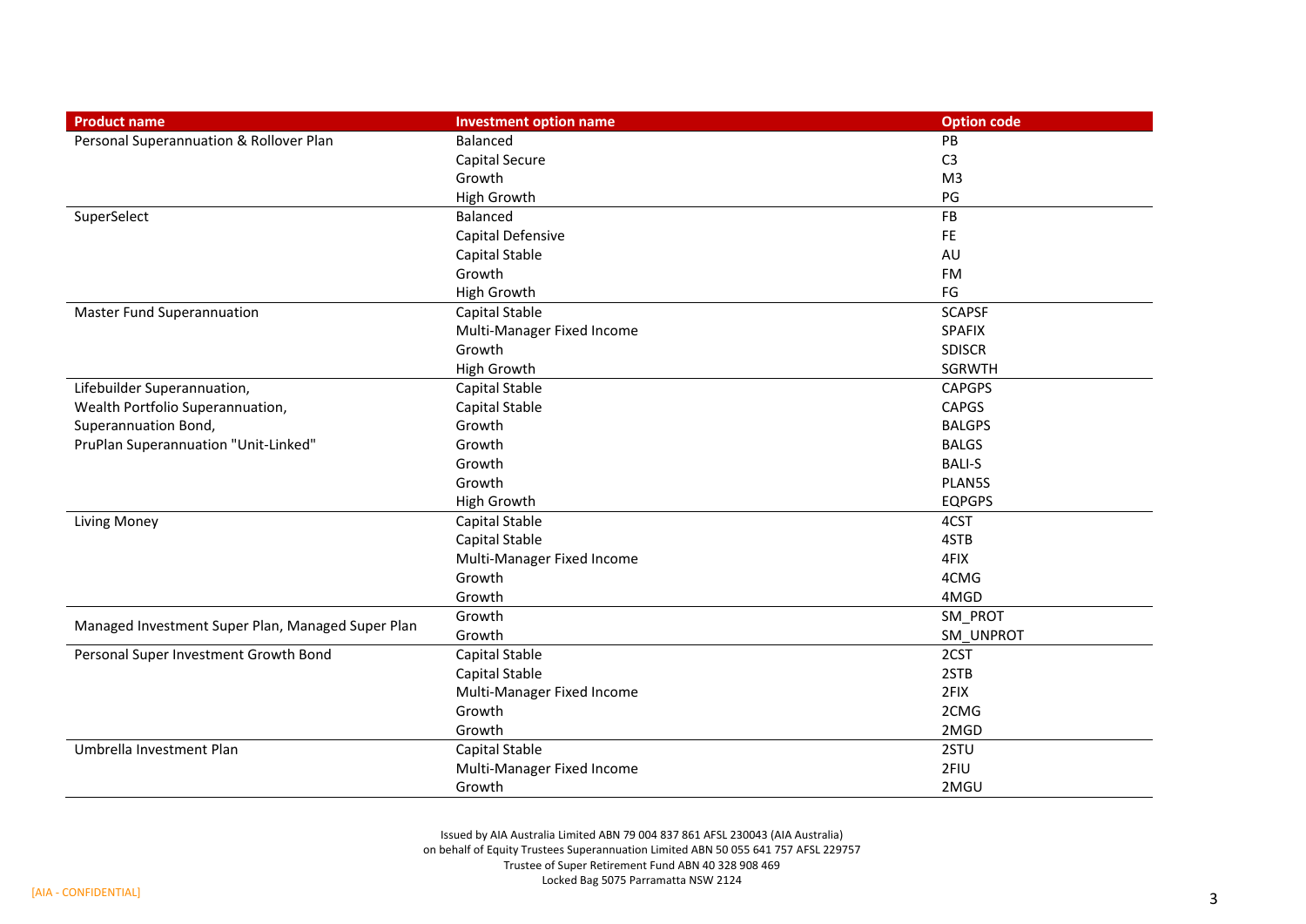| Product name | Investment option name | Option code |
|---|---|---|
| Personal Superannuation & Rollover Plan | Balanced | PB |
| | Capital Secure | C3 |
| | Growth | M3 |
| | High Growth | PG |
| SuperSelect | Balanced | FB |
| | Capital Defensive | FE |
| | Capital Stable | AU |
| | Growth | FM |
| | High Growth | FG |
| Master Fund Superannuation | Capital Stable | SCAPSF |
| | Multi-Manager Fixed Income | SPAFIX |
| | Growth | SDISCR |
| | High Growth | SGRWTH |
| Lifebuilder Superannuation, | Capital Stable | CAPGPS |
| Wealth Portfolio Superannuation, | Capital Stable | CAPGS |
| Superannuation Bond, | Growth | BALGPS |
| PruPlan Superannuation "Unit-Linked" | Growth | BALGS |
| | Growth | BALI-S |
| | Growth | PLAN5S |
| | High Growth | EQPGPS |
| Living Money | Capital Stable | 4CST |
| | Capital Stable | 4STB |
| | Multi-Manager Fixed Income | 4FIX |
| | Growth | 4CMG |
| | Growth | 4MGD |
| Managed Investment Super Plan, Managed Super Plan | Growth | SM_PROT |
| | Growth | SM_UNPROT |
| Personal Super Investment Growth Bond | Capital Stable | 2CST |
| | Capital Stable | 2STB |
| | Multi-Manager Fixed Income | 2FIX |
| | Growth | 2CMG |
| | Growth | 2MGD |
| Umbrella Investment Plan | Capital Stable | 2STU |
| | Multi-Manager Fixed Income | 2FIU |
| | Growth | 2MGU |

Issued by AIA Australia Limited ABN 79 004 837 861 AFSL 230043 (AIA Australia)
on behalf of Equity Trustees Superannuation Limited ABN 50 055 641 757 AFSL 229757
Trustee of Super Retirement Fund ABN 40 328 908 469
Locked Bag 5075 Parramatta NSW 2124

[AIA - CONFIDENTIAL]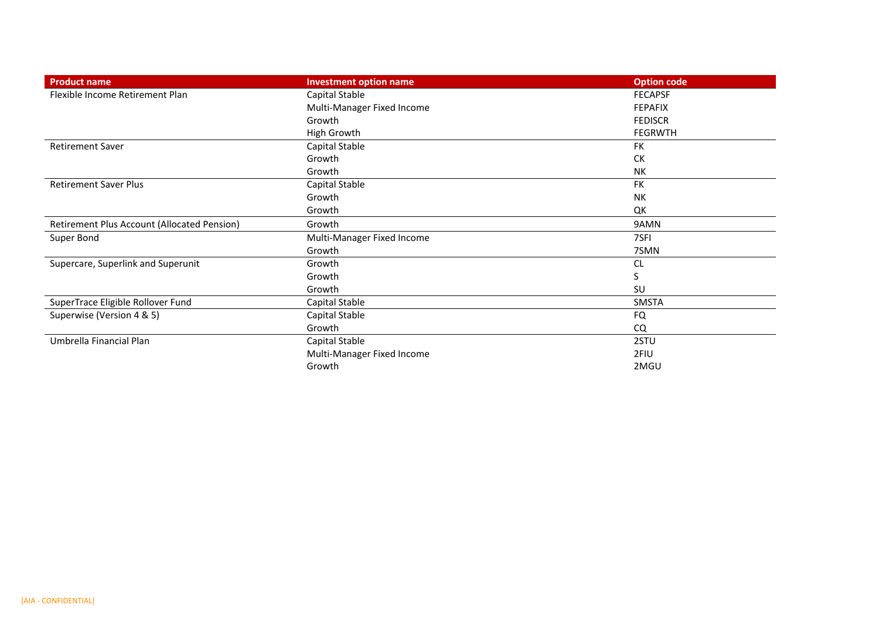| Product name | Investment option name | Option code |
|---|---|---|
| Flexible Income Retirement Plan | Capital Stable | FECAPSF |
| | Multi-Manager Fixed Income | FEPAFIX |
| | Growth | FEDISCR |
| | High Growth | FEGRWTH |
| Retirement Saver | Capital Stable | FK |
| | Growth | CK |
| | Growth | NK |
| Retirement Saver Plus | Capital Stable | FK |
| | Growth | NK |
| | Growth | QK |
| Retirement Plus Account (Allocated Pension) | Growth | 9AMN |
| Super Bond | Multi-Manager Fixed Income | 7SFI |
| | Growth | 7SMN |
| Supercare, Superlink and Superunit | Growth | CL |
| | Growth | S |
| | Growth | SU |
| SuperTrace Eligible Rollover Fund | Capital Stable | SMSTA |
| Superwise (Version 4 & 5) | Capital Stable | FQ |
| | Growth | CQ |
| Umbrella Financial Plan | Capital Stable | 2STU |
| | Multi-Manager Fixed Income | 2FIU |
| | Growth | 2MGU |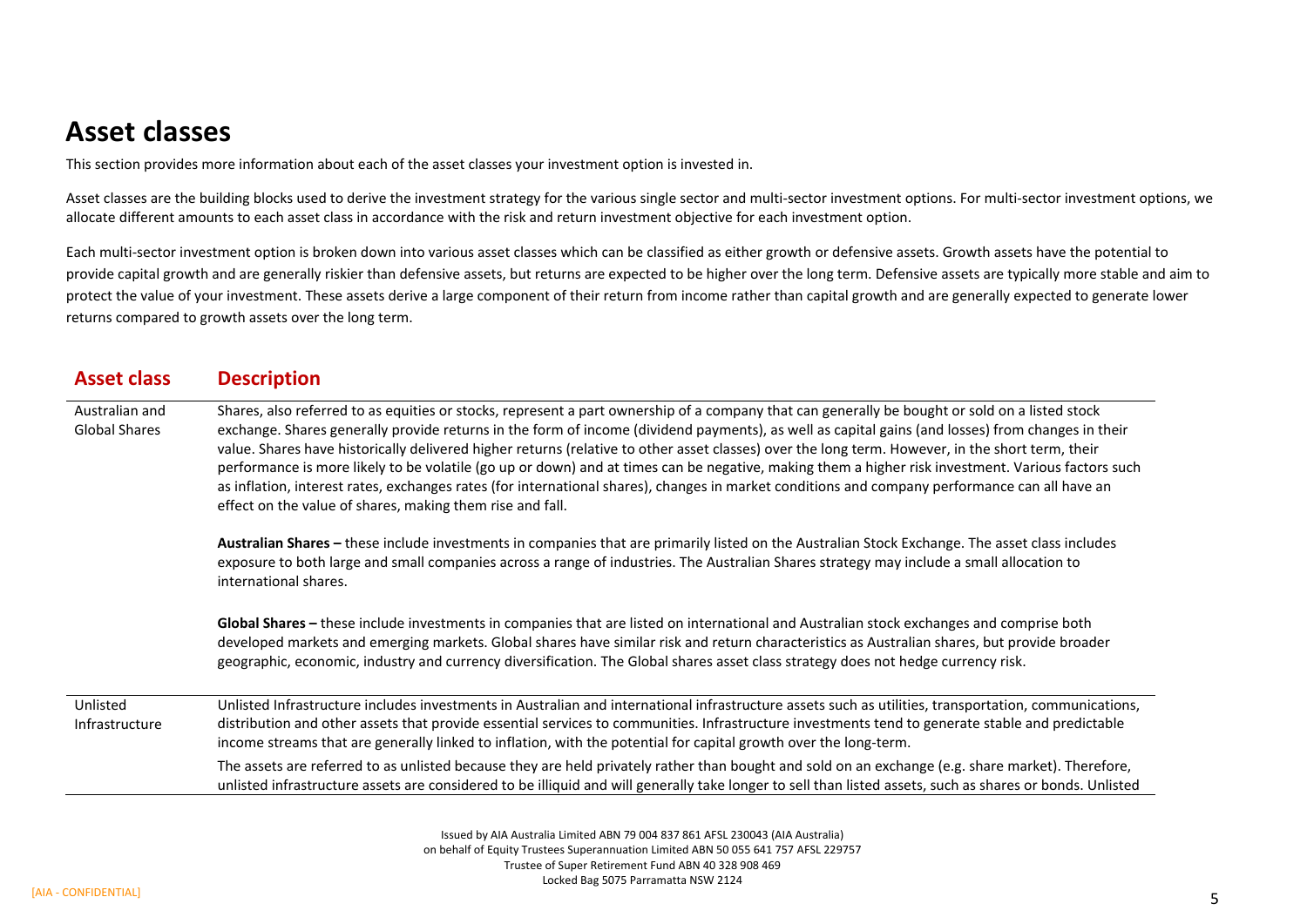# Asset classes

This section provides more information about each of the asset classes your investment option is invested in.

Asset classes are the building blocks used to derive the investment strategy for the various single sector and multi-sector investment options. For multi-sector investment options, we allocate different amounts to each asset class in accordance with the risk and return investment objective for each investment option.

Each multi-sector investment option is broken down into various asset classes which can be classified as either growth or defensive assets. Growth assets have the potential to provide capital growth and are generally riskier than defensive assets, but returns are expected to be higher over the long term. Defensive assets are typically more stable and aim to protect the value of your investment. These assets derive a large component of their return from income rather than capital growth and are generally expected to generate lower returns compared to growth assets over the long term.

| Asset class | Description |
| --- | --- |
| Australian and Global Shares | Shares, also referred to as equities or stocks, represent a part ownership of a company that can generally be bought or sold on a listed stock exchange. Shares generally provide returns in the form of income (dividend payments), as well as capital gains (and losses) from changes in their value. Shares have historically delivered higher returns (relative to other asset classes) over the long term. However, in the short term, their performance is more likely to be volatile (go up or down) and at times can be negative, making them a higher risk investment. Various factors such as inflation, interest rates, exchanges rates (for international shares), changes in market conditions and company performance can all have an effect on the value of shares, making them rise and fall.<br><br>**Australian Shares –** these include investments in companies that are primarily listed on the Australian Stock Exchange. The asset class includes exposure to both large and small companies across a range of industries. The Australian Shares strategy may include a small allocation to international shares.<br><br>**Global Shares –** these include investments in companies that are listed on international and Australian stock exchanges and comprise both developed markets and emerging markets. Global shares have similar risk and return characteristics as Australian shares, but provide broader geographic, economic, industry and currency diversification. The Global shares asset class strategy does not hedge currency risk. |
| Unlisted Infrastructure | Unlisted Infrastructure includes investments in Australian and international infrastructure assets such as utilities, transportation, communications, distribution and other assets that provide essential services to communities. Infrastructure investments tend to generate stable and predictable income streams that are generally linked to inflation, with the potential for capital growth over the long-term.<br><br>The assets are referred to as unlisted because they are held privately rather than bought and sold on an exchange (e.g. share market). Therefore, unlisted infrastructure assets are considered to be illiquid and will generally take longer to sell than listed assets, such as shares or bonds. Unlisted |

Issued by AIA Australia Limited ABN 79 004 837 861 AFSL 230043 (AIA Australia)
on behalf of Equity Trustees Superannuation Limited ABN 50 055 641 757 AFSL 229757
Trustee of Super Retirement Fund ABN 40 328 908 469
Locked Bag 5075 Parramatta NSW 2124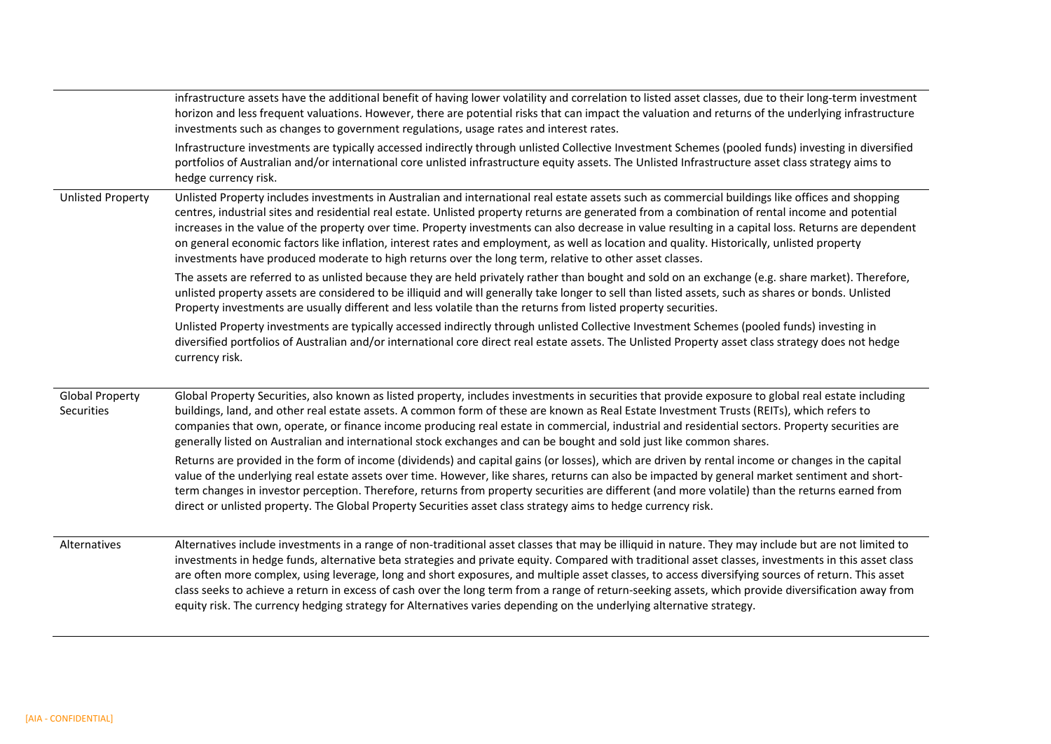| | |
|---|---|
| | infrastructure assets have the additional benefit of having lower volatility and correlation to listed asset classes, due to their long-term investment horizon and less frequent valuations. However, there are potential risks that can impact the valuation and returns of the underlying infrastructure investments such as changes to government regulations, usage rates and interest rates.<br><br>Infrastructure investments are typically accessed indirectly through unlisted Collective Investment Schemes (pooled funds) investing in diversified portfolios of Australian and/or international core unlisted infrastructure equity assets. The Unlisted Infrastructure asset class strategy aims to hedge currency risk. |
| Unlisted Property | Unlisted Property includes investments in Australian and international real estate assets such as commercial buildings like offices and shopping centres, industrial sites and residential real estate. Unlisted property returns are generated from a combination of rental income and potential increases in the value of the property over time. Property investments can also decrease in value resulting in a capital loss. Returns are dependent on general economic factors like inflation, interest rates and employment, as well as location and quality. Historically, unlisted property investments have produced moderate to high returns over the long term, relative to other asset classes.<br><br>The assets are referred to as unlisted because they are held privately rather than bought and sold on an exchange (e.g. share market). Therefore, unlisted property assets are considered to be illiquid and will generally take longer to sell than listed assets, such as shares or bonds. Unlisted Property investments are usually different and less volatile than the returns from listed property securities.<br><br>Unlisted Property investments are typically accessed indirectly through unlisted Collective Investment Schemes (pooled funds) investing in diversified portfolios of Australian and/or international core direct real estate assets. The Unlisted Property asset class strategy does not hedge currency risk. |
| Global Property Securities | Global Property Securities, also known as listed property, includes investments in securities that provide exposure to global real estate including buildings, land, and other real estate assets. A common form of these are known as Real Estate Investment Trusts (REITs), which refers to companies that own, operate, or finance income producing real estate in commercial, industrial and residential sectors. Property securities are generally listed on Australian and international stock exchanges and can be bought and sold just like common shares.<br><br>Returns are provided in the form of income (dividends) and capital gains (or losses), which are driven by rental income or changes in the capital value of the underlying real estate assets over time. However, like shares, returns can also be impacted by general market sentiment and short-term changes in investor perception. Therefore, returns from property securities are different (and more volatile) than the returns earned from direct or unlisted property. The Global Property Securities asset class strategy aims to hedge currency risk. |
| Alternatives | Alternatives include investments in a range of non-traditional asset classes that may be illiquid in nature. They may include but are not limited to investments in hedge funds, alternative beta strategies and private equity. Compared with traditional asset classes, investments in this asset class are often more complex, using leverage, long and short exposures, and multiple asset classes, to access diversifying sources of return. This asset class seeks to achieve a return in excess of cash over the long term from a range of return-seeking assets, which provide diversification away from equity risk. The currency hedging strategy for Alternatives varies depending on the underlying alternative strategy. |

[AIA - CONFIDENTIAL]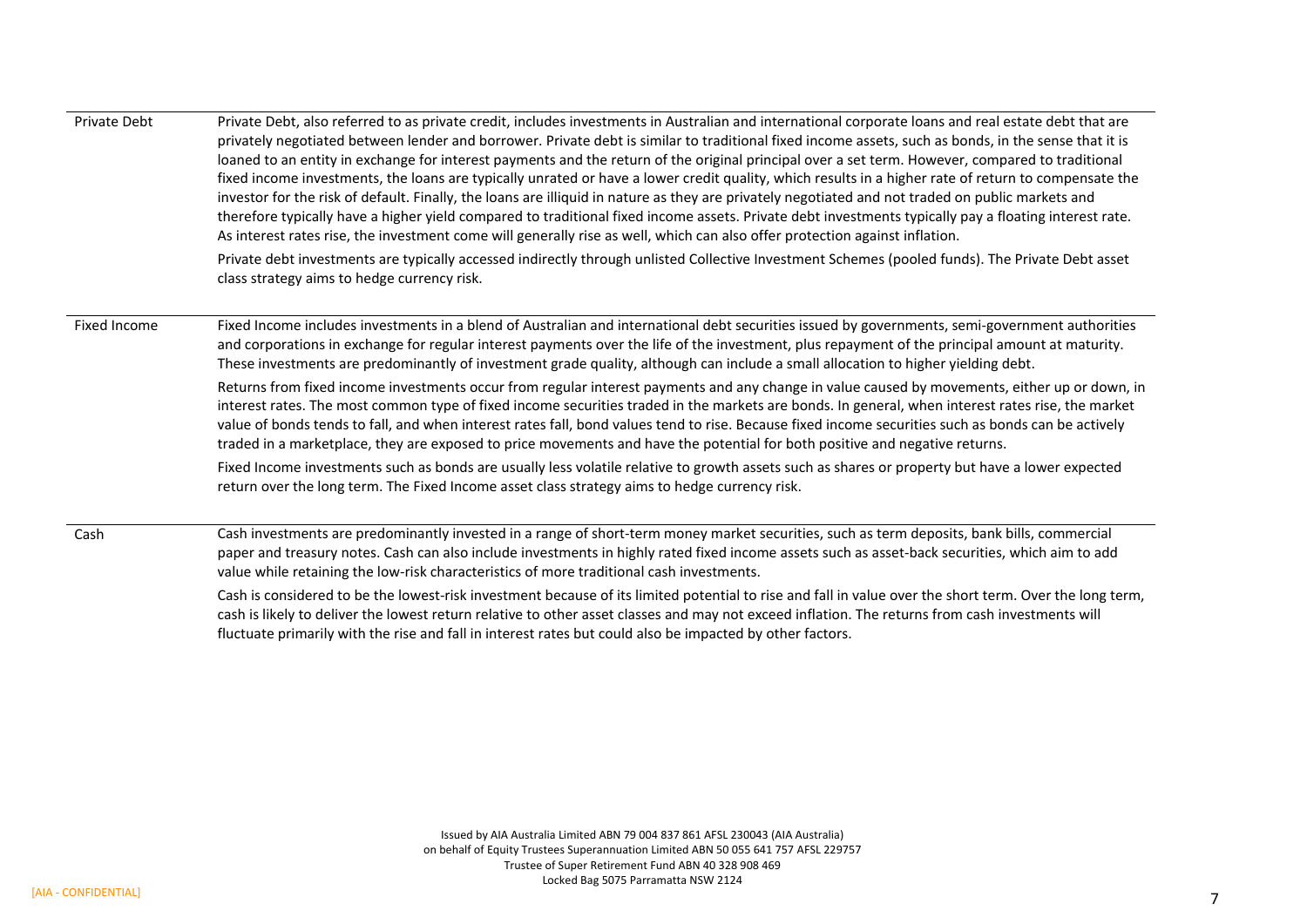| | |
|---|---|
| Private Debt | Private Debt, also referred to as private credit, includes investments in Australian and international corporate loans and real estate debt that are privately negotiated between lender and borrower. Private debt is similar to traditional fixed income assets, such as bonds, in the sense that it is loaned to an entity in exchange for interest payments and the return of the original principal over a set term. However, compared to traditional fixed income investments, the loans are typically unrated or have a lower credit quality, which results in a higher rate of return to compensate the investor for the risk of default. Finally, the loans are illiquid in nature as they are privately negotiated and not traded on public markets and therefore typically have a higher yield compared to traditional fixed income assets. Private debt investments typically pay a floating interest rate. As interest rates rise, the investment come will generally rise as well, which can also offer protection against inflation.<br><br>Private debt investments are typically accessed indirectly through unlisted Collective Investment Schemes (pooled funds). The Private Debt asset class strategy aims to hedge currency risk. |
| Fixed Income | Fixed Income includes investments in a blend of Australian and international debt securities issued by governments, semi-government authorities and corporations in exchange for regular interest payments over the life of the investment, plus repayment of the principal amount at maturity. These investments are predominantly of investment grade quality, although can include a small allocation to higher yielding debt.<br><br>Returns from fixed income investments occur from regular interest payments and any change in value caused by movements, either up or down, in interest rates. The most common type of fixed income securities traded in the markets are bonds. In general, when interest rates rise, the market value of bonds tends to fall, and when interest rates fall, bond values tend to rise. Because fixed income securities such as bonds can be actively traded in a marketplace, they are exposed to price movements and have the potential for both positive and negative returns.<br><br>Fixed Income investments such as bonds are usually less volatile relative to growth assets such as shares or property but have a lower expected return over the long term. The Fixed Income asset class strategy aims to hedge currency risk. |
| Cash | Cash investments are predominantly invested in a range of short-term money market securities, such as term deposits, bank bills, commercial paper and treasury notes. Cash can also include investments in highly rated fixed income assets such as asset-back securities, which aim to add value while retaining the low-risk characteristics of more traditional cash investments.<br><br>Cash is considered to be the lowest-risk investment because of its limited potential to rise and fall in value over the short term. Over the long term, cash is likely to deliver the lowest return relative to other asset classes and may not exceed inflation. The returns from cash investments will fluctuate primarily with the rise and fall in interest rates but could also be impacted by other factors. |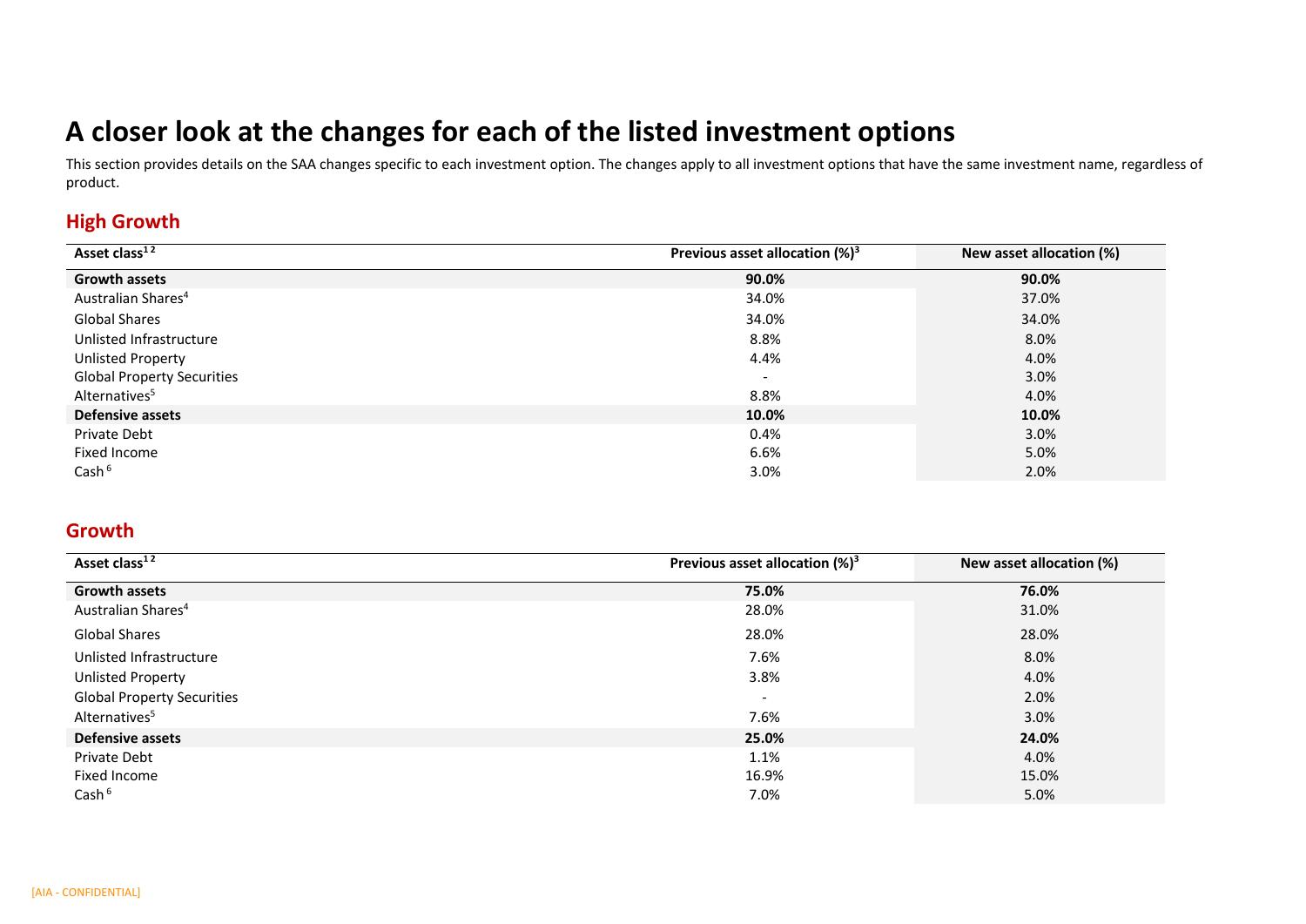# A closer look at the changes for each of the listed investment options

This section provides details on the SAA changes specific to each investment option. The changes apply to all investment options that have the same investment name, regardless of product.

## High Growth

| Asset class[1 2] | Previous asset allocation (%)[3] | New asset allocation (%) |
|---|---|---|
| **Growth assets** | **90.0%** | **90.0%** |
| Australian Shares[4] | 34.0% | 37.0% |
| Global Shares | 34.0% | 34.0% |
| Unlisted Infrastructure | 8.8% | 8.0% |
| Unlisted Property | 4.4% | 4.0% |
| Global Property Securities | - | 3.0% |
| Alternatives[5] | 8.8% | 4.0% |
| **Defensive assets** | **10.0%** | **10.0%** |
| Private Debt | 0.4% | 3.0% |
| Fixed Income | 6.6% | 5.0% |
| Cash [6] | 3.0% | 2.0% |

## Growth

| Asset class[1 2] | Previous asset allocation (%)[3] | New asset allocation (%) |
|---|---|---|
| **Growth assets** | **75.0%** | **76.0%** |
| Australian Shares[4] | 28.0% | 31.0% |
| Global Shares | 28.0% | 28.0% |
| Unlisted Infrastructure | 7.6% | 8.0% |
| Unlisted Property | 3.8% | 4.0% |
| Global Property Securities | - | 2.0% |
| Alternatives[5] | 7.6% | 3.0% |
| **Defensive assets** | **25.0%** | **24.0%** |
| Private Debt | 1.1% | 4.0% |
| Fixed Income | 16.9% | 15.0% |
| Cash [6] | 7.0% | 5.0% |

[AIA - CONFIDENTIAL]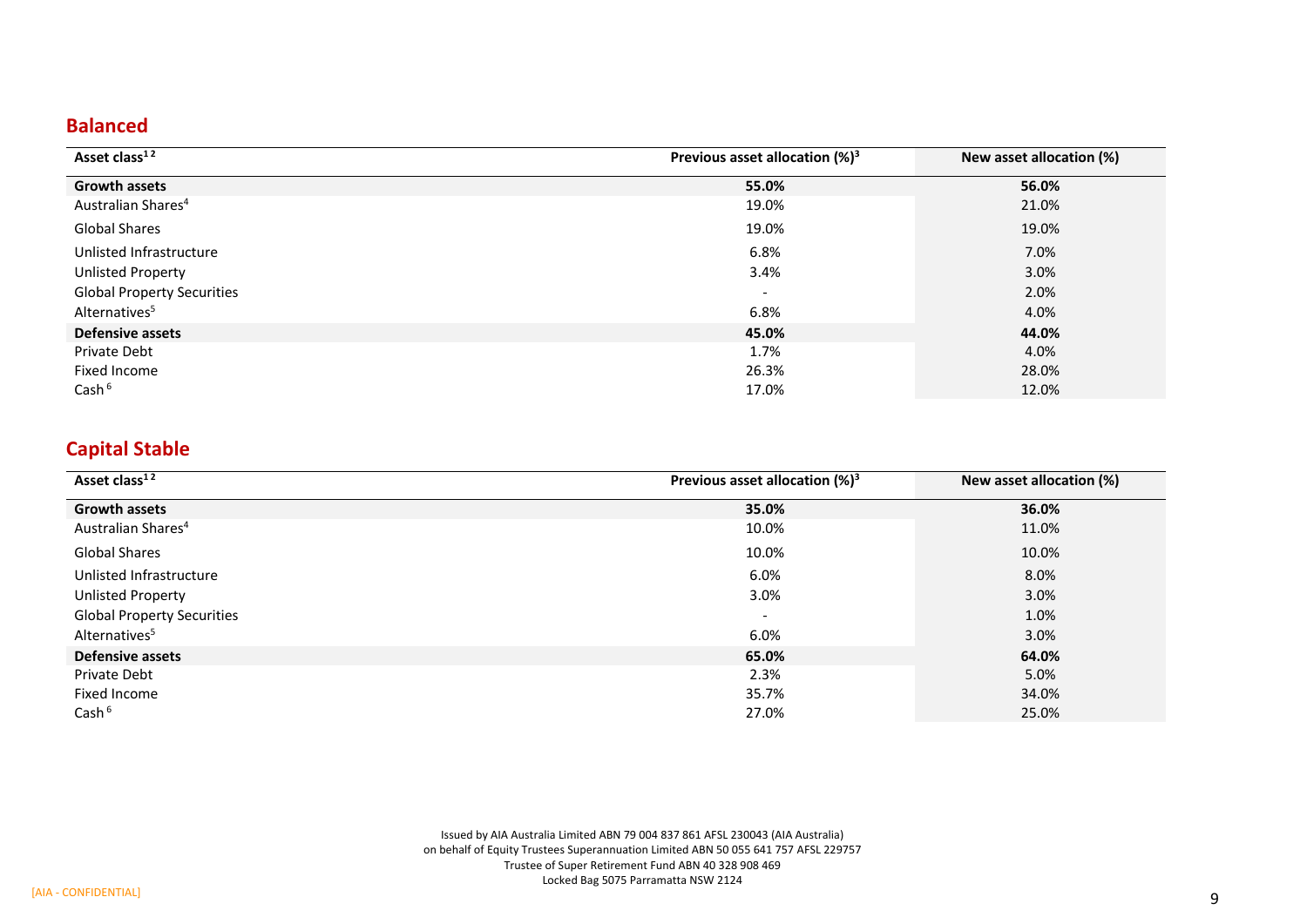## Balanced

| Asset class[1 2] | Previous asset allocation (%)[3] | New asset allocation (%) |
|---|---|---|
| **Growth assets** | **55.0%** | **56.0%** |
| Australian Shares[4] | 19.0% | 21.0% |
| Global Shares | 19.0% | 19.0% |
| Unlisted Infrastructure | 6.8% | 7.0% |
| Unlisted Property | 3.4% | 3.0% |
| Global Property Securities | - | 2.0% |
| Alternatives[5] | 6.8% | 4.0% |
| **Defensive assets** | **45.0%** | **44.0%** |
| Private Debt | 1.7% | 4.0% |
| Fixed Income | 26.3% | 28.0% |
| Cash [6] | 17.0% | 12.0% |

## Capital Stable

| Asset class[1 2] | Previous asset allocation (%)[3] | New asset allocation (%) |
|---|---|---|
| **Growth assets** | **35.0%** | **36.0%** |
| Australian Shares[4] | 10.0% | 11.0% |
| Global Shares | 10.0% | 10.0% |
| Unlisted Infrastructure | 6.0% | 8.0% |
| Unlisted Property | 3.0% | 3.0% |
| Global Property Securities | - | 1.0% |
| Alternatives[5] | 6.0% | 3.0% |
| **Defensive assets** | **65.0%** | **64.0%** |
| Private Debt | 2.3% | 5.0% |
| Fixed Income | 35.7% | 34.0% |
| Cash [6] | 27.0% | 25.0% |

Issued by AIA Australia Limited ABN 79 004 837 861 AFSL 230043 (AIA Australia)
on behalf of Equity Trustees Superannuation Limited ABN 50 055 641 757 AFSL 229757
Trustee of Super Retirement Fund ABN 40 328 908 469
Locked Bag 5075 Parramatta NSW 2124

[AIA - CONFIDENTIAL]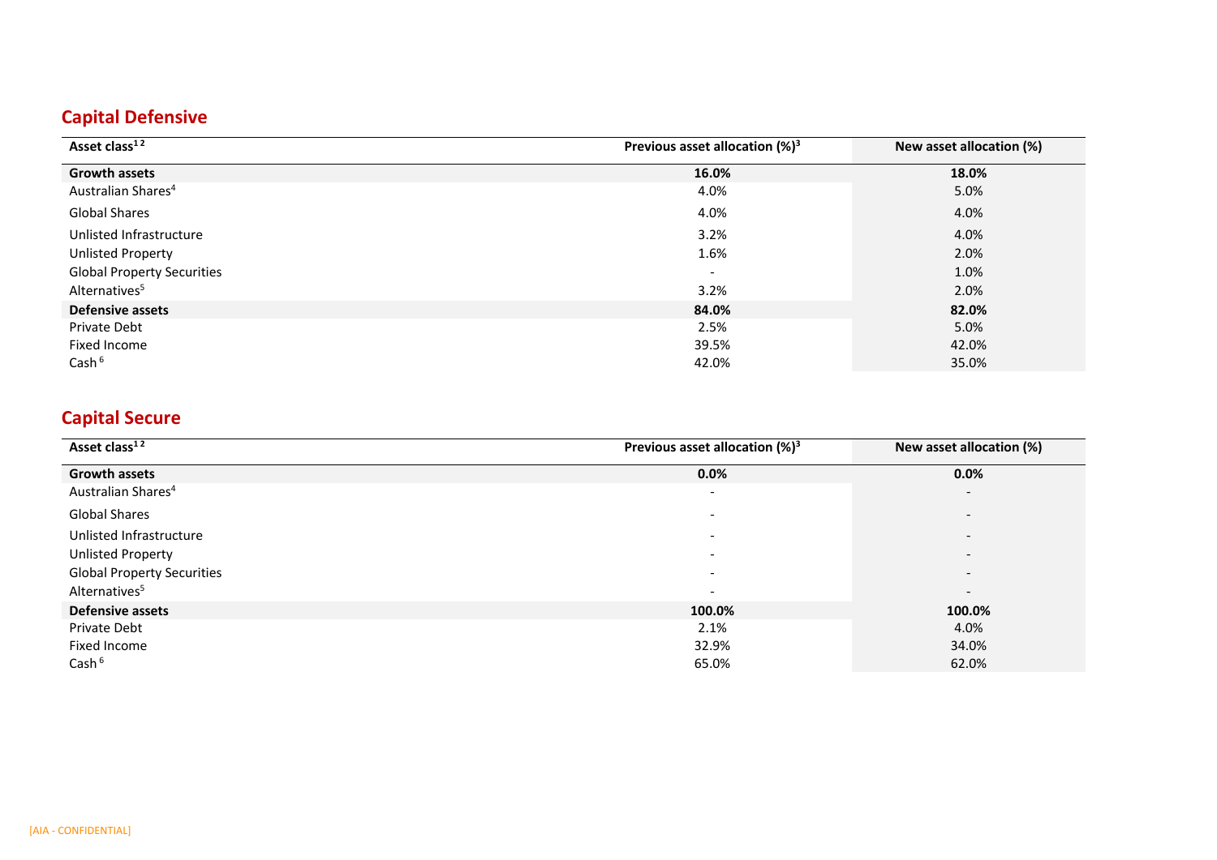## Capital Defensive

| Asset class[1 2] | Previous asset allocation (%)[3] | New asset allocation (%) |
|---|---|---|
| **Growth assets** | **16.0%** | **18.0%** |
| Australian Shares[4] | 4.0% | 5.0% |
| Global Shares | 4.0% | 4.0% |
| Unlisted Infrastructure | 3.2% | 4.0% |
| Unlisted Property | 1.6% | 2.0% |
| Global Property Securities | - | 1.0% |
| Alternatives[5] | 3.2% | 2.0% |
| **Defensive assets** | **84.0%** | **82.0%** |
| Private Debt | 2.5% | 5.0% |
| Fixed Income | 39.5% | 42.0% |
| Cash [6] | 42.0% | 35.0% |

## Capital Secure

| Asset class[1 2] | Previous asset allocation (%)[3] | New asset allocation (%) |
|---|---|---|
| **Growth assets** | **0.0%** | **0.0%** |
| Australian Shares[4] | - | - |
| Global Shares | - | - |
| Unlisted Infrastructure | - | - |
| Unlisted Property | - | - |
| Global Property Securities | - | - |
| Alternatives[5] | - | - |
| **Defensive assets** | **100.0%** | **100.0%** |
| Private Debt | 2.1% | 4.0% |
| Fixed Income | 32.9% | 34.0% |
| Cash [6] | 65.0% | 62.0% |

[AIA - CONFIDENTIAL]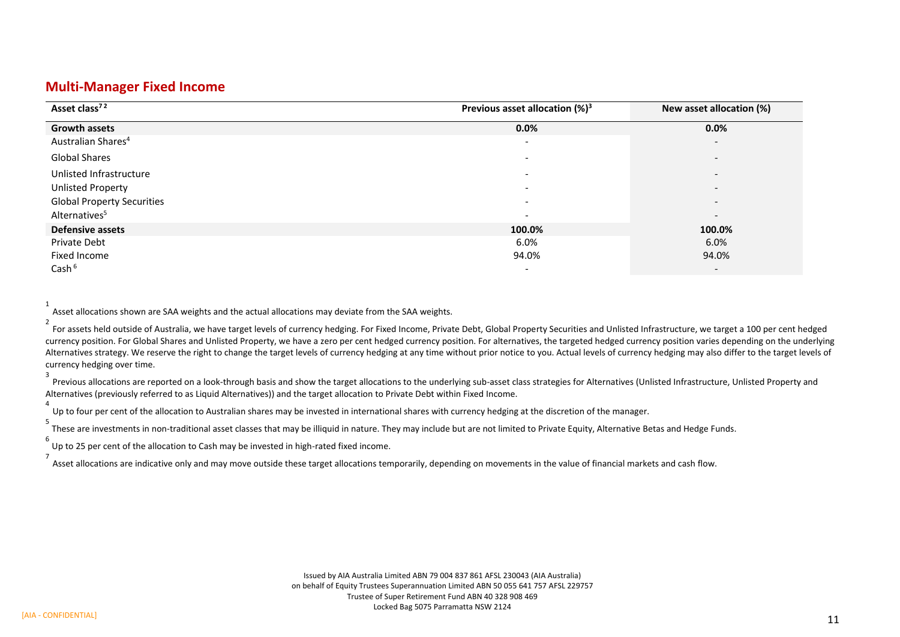## Multi-Manager Fixed Income

| Asset class[7] [2] | Previous asset allocation (%)[3] | New asset allocation (%) |
|---|---|---|
| **Growth assets** | **0.0%** | **0.0%** |
| Australian Shares[4] | - | - |
| Global Shares | - | - |
| Unlisted Infrastructure | - | - |
| Unlisted Property | - | - |
| Global Property Securities | - | - |
| Alternatives[5] | - | - |
| **Defensive assets** | **100.0%** | **100.0%** |
| Private Debt | 6.0% | 6.0% |
| Fixed Income | 94.0% | 94.0% |
| Cash [6] | - | - |

[1] Asset allocations shown are SAA weights and the actual allocations may deviate from the SAA weights.

[2] For assets held outside of Australia, we have target levels of currency hedging. For Fixed Income, Private Debt, Global Property Securities and Unlisted Infrastructure, we target a 100 per cent hedged currency position. For Global Shares and Unlisted Property, we have a zero per cent hedged currency position. For alternatives, the targeted hedged currency position varies depending on the underlying Alternatives strategy. We reserve the right to change the target levels of currency hedging at any time without prior notice to you. Actual levels of currency hedging may also differ to the target levels of currency hedging over time.

[3] Previous allocations are reported on a look-through basis and show the target allocations to the underlying sub-asset class strategies for Alternatives (Unlisted Infrastructure, Unlisted Property and Alternatives (previously referred to as Liquid Alternatives)) and the target allocation to Private Debt within Fixed Income.

[4] Up to four per cent of the allocation to Australian shares may be invested in international shares with currency hedging at the discretion of the manager.

[5] These are investments in non-traditional asset classes that may be illiquid in nature. They may include but are not limited to Private Equity, Alternative Betas and Hedge Funds.

[6] Up to 25 per cent of the allocation to Cash may be invested in high-rated fixed income.

[7] Asset allocations are indicative only and may move outside these target allocations temporarily, depending on movements in the value of financial markets and cash flow.

Issued by AIA Australia Limited ABN 79 004 837 861 AFSL 230043 (AIA Australia)
on behalf of Equity Trustees Superannuation Limited ABN 50 055 641 757 AFSL 229757
Trustee of Super Retirement Fund ABN 40 328 908 469
Locked Bag 5075 Parramatta NSW 2124

[AIA - CONFIDENTIAL]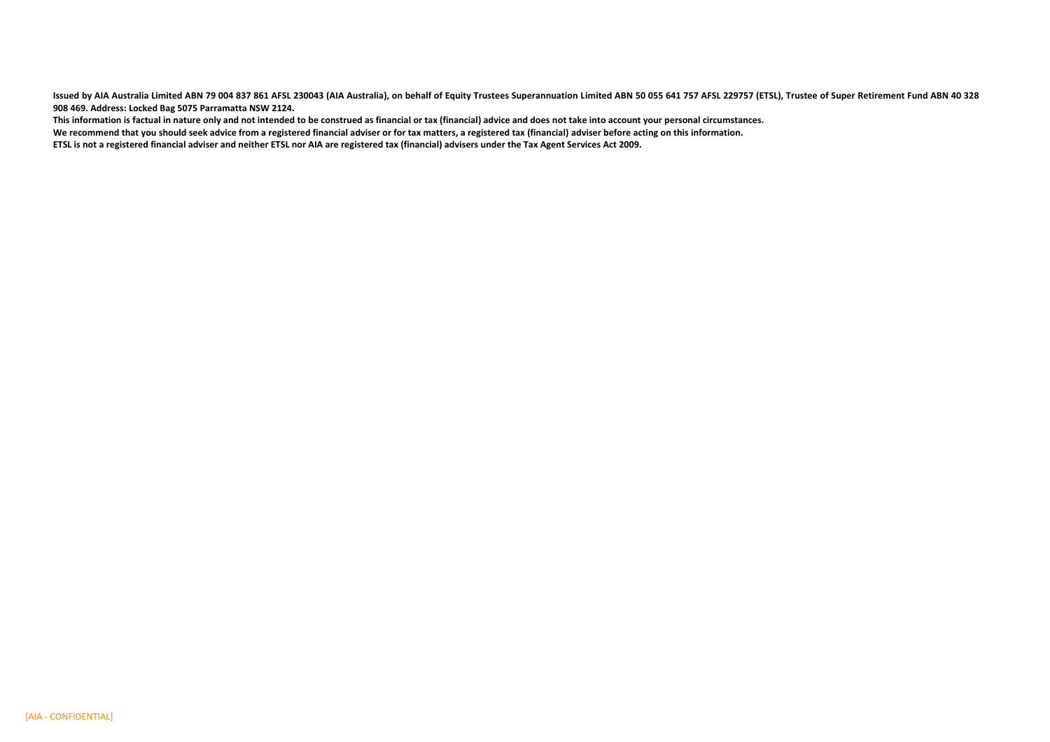**Issued by AIA Australia Limited ABN 79 004 837 861 AFSL 230043 (AIA Australia), on behalf of Equity Trustees Superannuation Limited ABN 50 055 641 757 AFSL 229757 (ETSL), Trustee of Super Retirement Fund ABN 40 328 908 469. Address: Locked Bag 5075 Parramatta NSW 2124.**

**This information is factual in nature only and not intended to be construed as financial or tax (financial) advice and does not take into account your personal circumstances.**

**We recommend that you should seek advice from a registered financial adviser or for tax matters, a registered tax (financial) adviser before acting on this information.**

**ETSL is not a registered financial adviser and neither ETSL nor AIA are registered tax (financial) advisers under the Tax Agent Services Act 2009.**